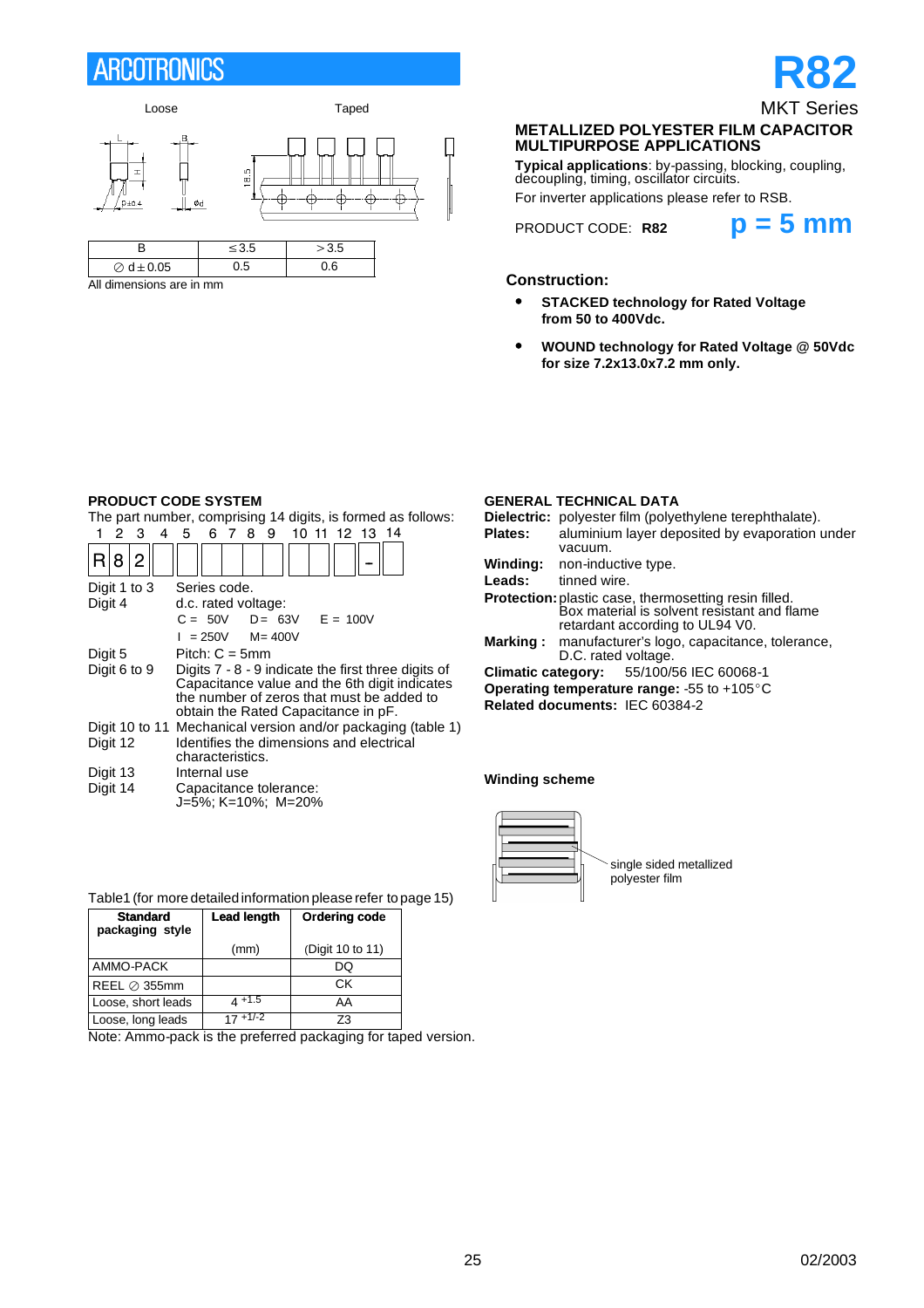# ARCOTRONICS

# R82

MKT Series

**METALLIZED POLYESTER FILM CAPACITOR MULTIPURPOSE APPLICATIONS**

**Typical applications**: by-passing, blocking, coupling, decoupling, timing, oscillator circuits.

For inverter applications please refer to RSB.

PRODUCT CODE: **R82** **p = 5 mm**

Loose Taped

| B | ≤3.5 | >3.5 |
|---|---|---|
| ⊘ d ± 0.05 | 0.5 | 0.6 |

All dimensions are in mm

### Construction:

- **STACKED technology for Rated Voltage from 50 to 400Vdc.**
- **WOUND technology for Rated Voltage @ 50Vdc for size 7.2x13.0x7.2 mm only.**

### PRODUCT CODE SYSTEM

The part number, comprising 14 digits, is formed as follows:

| 1 | 2 | 3 | 4 | 5 | 6 | 7 | 8 | 9 | 10 | 11 | 12 | 13 | 14 |
|---|---|---|---|---|---|---|---|---|---|---|---|---|---|
| R | 8 | 2 | | | | | | | | | | - | |

| | |
|---|---|
| Digit 1 to 3 | Series code. |
| Digit 4 | d.c. rated voltage: C = 50V D = 63V E = 100V I = 250V M= 400V |
| Digit 5 | Pitch: C = 5mm |
| Digit 6 to 9 | Digits 7 - 8 - 9 indicate the first three digits of Capacitance value and the 6th digit indicates the number of zeros that must be added to obtain the Rated Capacitance in pF. |
| Digit 10 to 11 | Mechanical version and/or packaging (table 1) |
| Digit 12 | Identifies the dimensions and electrical characteristics. |
| Digit 13 | Internal use |
| Digit 14 | Capacitance tolerance: J=5%; K=10%; M=20% |

Table1 (for more detailed information please refer to page 15)

| Standard packaging style | Lead length (mm) | Ordering code (Digit 10 to 11) |
|---|---|---|
| AMMO-PACK | | DQ |
| REEL ⊘ 355mm | | CK |
| Loose, short leads | $4^{+1.5}$ | AA |
| Loose, long leads | $17^{+1/-2}$ | Z3 |

Note: Ammo-pack is the preferred packaging for taped version.

### GENERAL TECHNICAL DATA

**Dielectric:** polyester film (polyethylene terephthalate).

**Plates:** aluminium layer deposited by evaporation under vacuum.

**Winding:** non-inductive type.

**Leads:** tinned wire.

**Protection:** plastic case, thermosetting resin filled. Box material is solvent resistant and flame retardant according to UL94 V0.

**Marking :** manufacturer's logo, capacitance, tolerance, D.C. rated voltage.

**Climatic category:** 55/100/56 IEC 60068-1

**Operating temperature range:** -55 to +105°C

**Related documents:** IEC 60384-2

**Winding scheme**

single sided metallized polyester film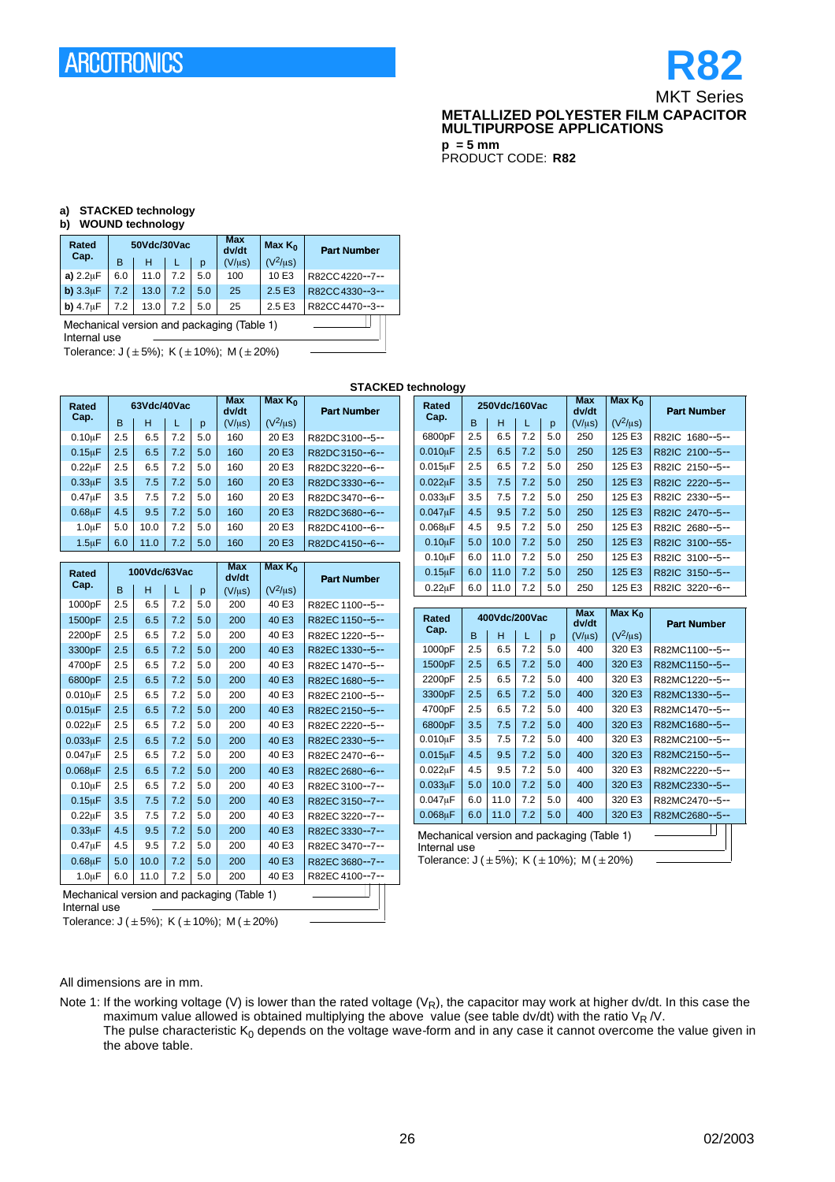# R82

MKT Series

**METALLIZED POLYESTER FILM CAPACITOR MULTIPURPOSE APPLICATIONS**

**p = 5 mm**

PRODUCT CODE: **R82**

**a) STACKED technology**
**b) WOUND technology**

| Rated Cap. | 50Vdc/30Vac | | | | Max dv/dt | Max $K_0$ | Part Number |
|---|---|---|---|---|---|---|---|
| | B | H | L | p | (V/μs) | ($V^2$/μs) | |
| **a)** 2.2μF | 6.0 | 11.0 | 7.2 | 5.0 | 100 | 10 E3 | R82CC4220--7-- |
| **b)** 3.3μF | 7.2 | 13.0 | 7.2 | 5.0 | 25 | 2.5 E3 | R82CC4330--3-- |
| **b)** 4.7μF | 7.2 | 13.0 | 7.2 | 5.0 | 25 | 2.5 E3 | R82CC4470--3-- |

Mechanical version and packaging (Table 1)
Internal use
Tolerance: J (±5%); K (±10%); M (±20%)

**STACKED technology**

| Rated Cap. | 63Vdc/40Vac | | | | Max dv/dt | Max $K_0$ | Part Number |
|---|---|---|---|---|---|---|---|
| | B | H | L | p | (V/μs) | ($V^2$/μs) | |
| 0.10μF | 2.5 | 6.5 | 7.2 | 5.0 | 160 | 20 E3 | R82DC3100--5-- |
| 0.15μF | 2.5 | 6.5 | 7.2 | 5.0 | 160 | 20 E3 | R82DC3150--6-- |
| 0.22μF | 2.5 | 6.5 | 7.2 | 5.0 | 160 | 20 E3 | R82DC3220--6-- |
| 0.33μF | 3.5 | 7.5 | 7.2 | 5.0 | 160 | 20 E3 | R82DC3330--6-- |
| 0.47μF | 3.5 | 7.5 | 7.2 | 5.0 | 160 | 20 E3 | R82DC3470--6-- |
| 0.68μF | 4.5 | 9.5 | 7.2 | 5.0 | 160 | 20 E3 | R82DC3680--6-- |
| 1.0μF | 5.0 | 10.0 | 7.2 | 5.0 | 160 | 20 E3 | R82DC4100--6-- |
| 1.5μF | 6.0 | 11.0 | 7.2 | 5.0 | 160 | 20 E3 | R82DC4150--6-- |

| Rated Cap. | 100Vdc/63Vac | | | | Max dv/dt | Max $K_0$ | Part Number |
|---|---|---|---|---|---|---|---|
| | B | H | L | p | (V/μs) | ($V^2$/μs) | |
| 1000pF | 2.5 | 6.5 | 7.2 | 5.0 | 200 | 40 E3 | R82EC1100--5-- |
| 1500pF | 2.5 | 6.5 | 7.2 | 5.0 | 200 | 40 E3 | R82EC1150--5-- |
| 2200pF | 2.5 | 6.5 | 7.2 | 5.0 | 200 | 40 E3 | R82EC1220--5-- |
| 3300pF | 2.5 | 6.5 | 7.2 | 5.0 | 200 | 40 E3 | R82EC1330--5-- |
| 4700pF | 2.5 | 6.5 | 7.2 | 5.0 | 200 | 40 E3 | R82EC1470--5-- |
| 6800pF | 2.5 | 6.5 | 7.2 | 5.0 | 200 | 40 E3 | R82EC1680--5-- |
| 0.010μF | 2.5 | 6.5 | 7.2 | 5.0 | 200 | 40 E3 | R82EC2100--5-- |
| 0.015μF | 2.5 | 6.5 | 7.2 | 5.0 | 200 | 40 E3 | R82EC2150--5-- |
| 0.022μF | 2.5 | 6.5 | 7.2 | 5.0 | 200 | 40 E3 | R82EC2220--5-- |
| 0.033μF | 2.5 | 6.5 | 7.2 | 5.0 | 200 | 40 E3 | R82EC2330--5-- |
| 0.047μF | 2.5 | 6.5 | 7.2 | 5.0 | 200 | 40 E3 | R82EC2470--6-- |
| 0.068μF | 2.5 | 6.5 | 7.2 | 5.0 | 200 | 40 E3 | R82EC2680--6-- |
| 0.10μF | 2.5 | 6.5 | 7.2 | 5.0 | 200 | 40 E3 | R82EC3100--7-- |
| 0.15μF | 3.5 | 7.5 | 7.2 | 5.0 | 200 | 40 E3 | R82EC3150--7-- |
| 0.22μF | 3.5 | 7.5 | 7.2 | 5.0 | 200 | 40 E3 | R82EC3220--7-- |
| 0.33μF | 4.5 | 9.5 | 7.2 | 5.0 | 200 | 40 E3 | R82EC3330--7-- |
| 0.47μF | 4.5 | 9.5 | 7.2 | 5.0 | 200 | 40 E3 | R82EC3470--7-- |
| 0.68μF | 5.0 | 10.0 | 7.2 | 5.0 | 200 | 40 E3 | R82EC3680--7-- |
| 1.0μF | 6.0 | 11.0 | 7.2 | 5.0 | 200 | 40 E3 | R82EC4100--7-- |

Mechanical version and packaging (Table 1)
Internal use
Tolerance: J (±5%); K (±10%); M (±20%)

| Rated Cap. | 250Vdc/160Vac | | | | Max dv/dt | Max $K_0$ | Part Number |
|---|---|---|---|---|---|---|---|
| | B | H | L | p | (V/μs) | ($V^2$/μs) | |
| 6800pF | 2.5 | 6.5 | 7.2 | 5.0 | 250 | 125 E3 | R82IC 1680--5-- |
| 0.010μF | 2.5 | 6.5 | 7.2 | 5.0 | 250 | 125 E3 | R82IC 2100--5-- |
| 0.015μF | 2.5 | 6.5 | 7.2 | 5.0 | 250 | 125 E3 | R82IC 2150--5-- |
| 0.022μF | 3.5 | 7.5 | 7.2 | 5.0 | 250 | 125 E3 | R82IC 2220--5-- |
| 0.033μF | 3.5 | 7.5 | 7.2 | 5.0 | 250 | 125 E3 | R82IC 2330--5-- |
| 0.047μF | 4.5 | 9.5 | 7.2 | 5.0 | 250 | 125 E3 | R82IC 2470--5-- |
| 0.068μF | 4.5 | 9.5 | 7.2 | 5.0 | 250 | 125 E3 | R82IC 2680--5-- |
| 0.10μF | 5.0 | 10.0 | 7.2 | 5.0 | 250 | 125 E3 | R82IC 3100--55- |
| 0.10μF | 6.0 | 11.0 | 7.2 | 5.0 | 250 | 125 E3 | R82IC 3100--5-- |
| 0.15μF | 6.0 | 11.0 | 7.2 | 5.0 | 250 | 125 E3 | R82IC 3150--5-- |
| 0.22μF | 6.0 | 11.0 | 7.2 | 5.0 | 250 | 125 E3 | R82IC 3220--6-- |

| Rated Cap. | 400Vdc/200Vac | | | | Max dv/dt | Max $K_0$ | Part Number |
|---|---|---|---|---|---|---|---|
| | B | H | L | p | (V/μs) | ($V^2$/μs) | |
| 1000pF | 2.5 | 6.5 | 7.2 | 5.0 | 400 | 320 E3 | R82MC1100--5-- |
| 1500pF | 2.5 | 6.5 | 7.2 | 5.0 | 400 | 320 E3 | R82MC1150--5-- |
| 2200pF | 2.5 | 6.5 | 7.2 | 5.0 | 400 | 320 E3 | R82MC1220--5-- |
| 3300pF | 2.5 | 6.5 | 7.2 | 5.0 | 400 | 320 E3 | R82MC1330--5-- |
| 4700pF | 2.5 | 6.5 | 7.2 | 5.0 | 400 | 320 E3 | R82MC1470--5-- |
| 6800pF | 3.5 | 7.5 | 7.2 | 5.0 | 400 | 320 E3 | R82MC1680--5-- |
| 0.010μF | 3.5 | 7.5 | 7.2 | 5.0 | 400 | 320 E3 | R82MC2100--5-- |
| 0.015μF | 4.5 | 9.5 | 7.2 | 5.0 | 400 | 320 E3 | R82MC2150--5-- |
| 0.022μF | 4.5 | 9.5 | 7.2 | 5.0 | 400 | 320 E3 | R82MC2220--5-- |
| 0.033μF | 5.0 | 10.0 | 7.2 | 5.0 | 400 | 320 E3 | R82MC2330--5-- |
| 0.047μF | 6.0 | 11.0 | 7.2 | 5.0 | 400 | 320 E3 | R82MC2470--5-- |
| 0.068μF | 6.0 | 11.0 | 7.2 | 5.0 | 400 | 320 E3 | R82MC2680--5-- |

Mechanical version and packaging (Table 1)
Internal use
Tolerance: J (±5%); K (±10%); M (±20%)

All dimensions are in mm.

Note 1: If the working voltage (V) is lower than the rated voltage ($V_R$), the capacitor may work at higher dv/dt. In this case the maximum value allowed is obtained multiplying the above value (see table dv/dt) with the ratio $V_R$ /V.
The pulse characteristic $K_0$ depends on the voltage wave-form and in any case it cannot overcome the value given in the above table.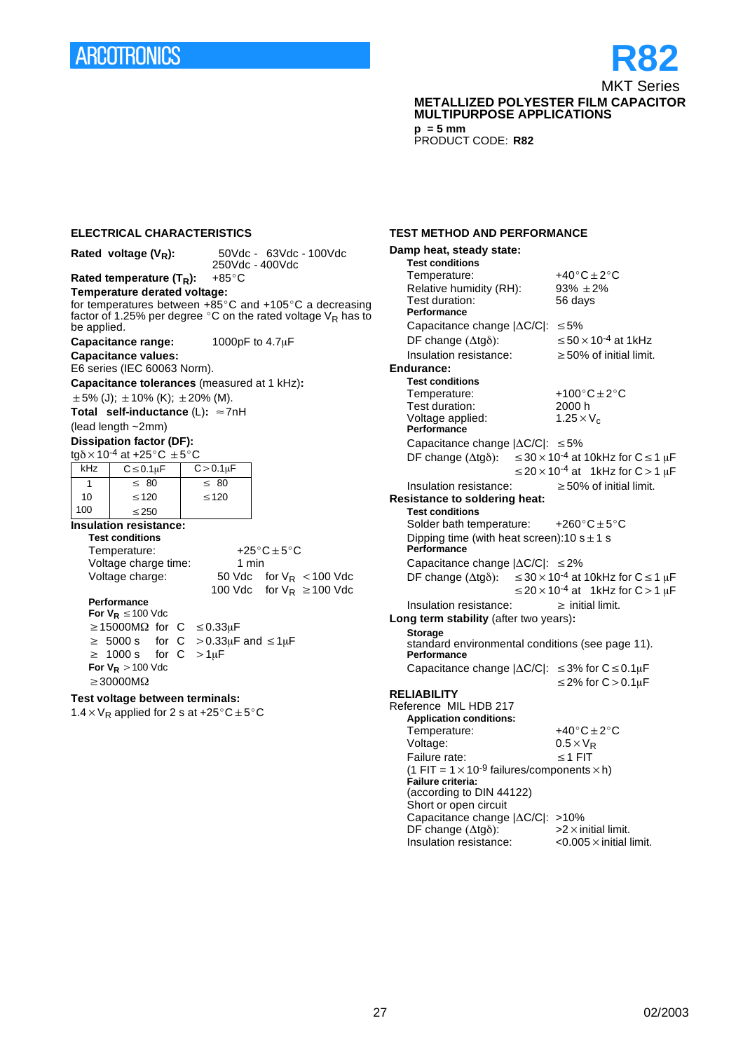ARCOTRONICS

# R82

MKT Series

**METALLIZED POLYESTER FILM CAPACITOR**
**MULTIPURPOSE APPLICATIONS**

**p = 5 mm**
PRODUCT CODE: **R82**

## ELECTRICAL CHARACTERISTICS

**Rated voltage ($V_R$):** 50Vdc - 63Vdc - 100Vdc 250Vdc - 400Vdc

**Rated temperature ($T_R$):** +85°C

**Temperature derated voltage:**
for temperatures between +85°C and +105°C a decreasing factor of 1.25% per degree °C on the rated voltage $V_R$ has to be applied.

**Capacitance range:** 1000pF to 4.7µF

**Capacitance values:**
E6 series (IEC 60063 Norm).

**Capacitance tolerances** (measured at 1 kHz)**:**
±5% (J); ±10% (K); ±20% (M).

**Total self-inductance** (L)**:** ≈7nH
(lead length ~2mm)

**Dissipation factor (DF):**
$tg\delta \times 10^{-4}$ at +25°C ±5°C

| kHz | C≤0.1µF | C>0.1µF |
|---|---|---|
| 1 | ≤ 80 | ≤ 80 |
| 10 | ≤120 | ≤120 |
| 100 | ≤250 | |

**Insulation resistance:**

**Test conditions**
Temperature: +25°C±5°C
Voltage charge time: 1 min
Voltage charge: 50 Vdc for $V_R$ <100 Vdc
100 Vdc for $V_R$ ≥100 Vdc

**Performance**
**For $V_R$** ≤100 Vdc
≥15000MΩ for C ≤0.33µF
≥ 5000 s for C >0.33µF and ≤1µF
≥ 1000 s for C >1µF
**For $V_R$** >100 Vdc
≥30000MΩ

**Test voltage between terminals:**
$1.4 \times V_R$ applied for 2 s at +25°C±5°C

## TEST METHOD AND PERFORMANCE

**Damp heat, steady state:**

**Test conditions**
Temperature: +40°C±2°C
Relative humidity (RH): 93% ±2%
Test duration: 56 days

**Performance**
Capacitance change |ΔC/C|: ≤5%
DF change (Δtgδ): $\leq 50 \times 10^{-4}$ at 1kHz
Insulation resistance: ≥50% of initial limit.

**Endurance:**

**Test conditions**
Temperature: +100°C±2°C
Test duration: 2000 h
Voltage applied: $1.25 \times V_c$

**Performance**
Capacitance change |ΔC/C|: ≤5%
DF change (Δtgδ): $\leq 30 \times 10^{-4}$ at 10kHz for C≤1 µF
$\leq 20 \times 10^{-4}$ at 1kHz for C>1 µF
Insulation resistance: ≥50% of initial limit.

**Resistance to soldering heat:**

**Test conditions**
Solder bath temperature: +260°C±5°C
Dipping time (with heat screen): 10 s±1 s

**Performance**
Capacitance change |ΔC/C|: ≤2%
DF change (Δtgδ): $\leq 30 \times 10^{-4}$ at 10kHz for C≤1 µF
$\leq 20 \times 10^{-4}$ at 1kHz for C>1 µF
Insulation resistance: ≥ initial limit.

**Long term stability** (after two years)**:**

**Storage**
standard environmental conditions (see page 11).

**Performance**
Capacitance change |ΔC/C|: ≤3% for C≤0.1µF
≤2% for C>0.1µF

## RELIABILITY

Reference MIL HDB 217

**Application conditions:**
Temperature: +40°C±2°C
Voltage: $0.5 \times V_R$
Failure rate: ≤1 FIT
(1 FIT = $1 \times 10^{-9}$ failures/components×h)

**Failure criteria:**
(according to DIN 44122)
Short or open circuit
Capacitance change |ΔC/C|: >10%
DF change (Δtgδ): >2×initial limit.
Insulation resistance: <0.005×initial limit.

02/2003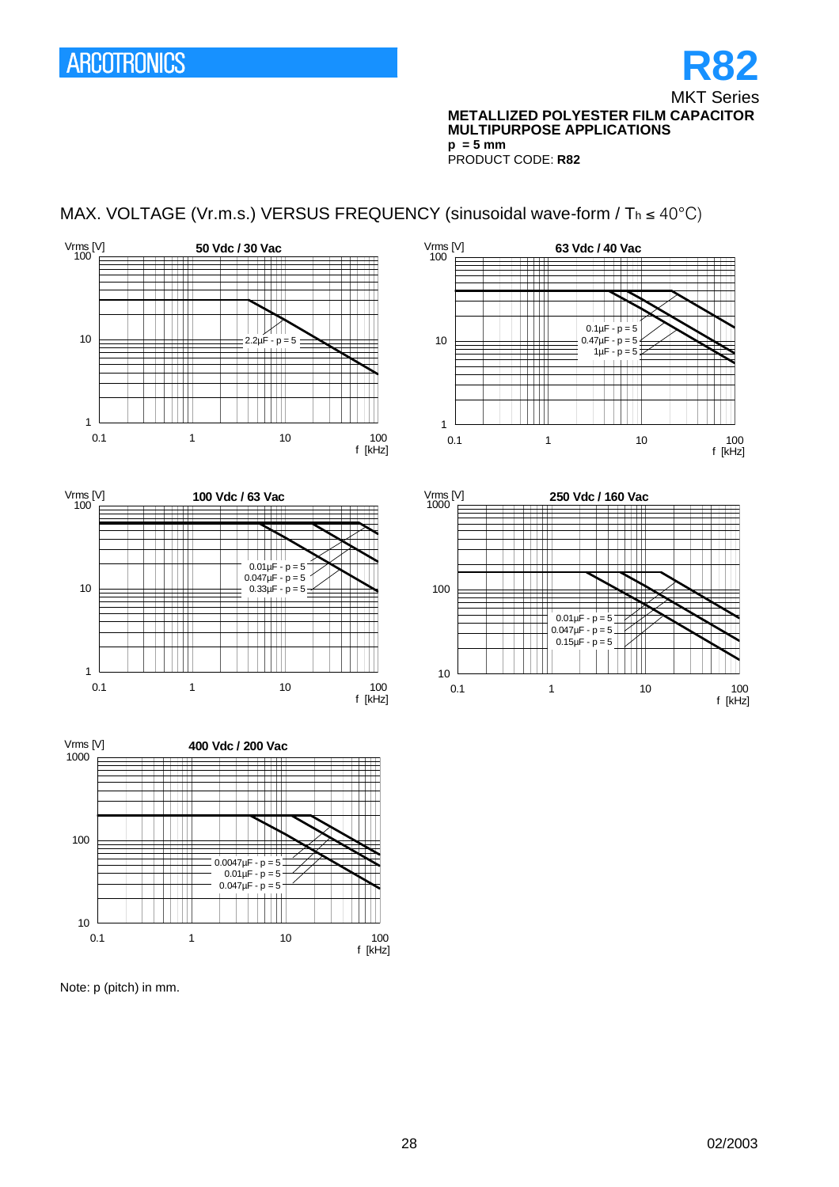ARCOTRONICS

# R82

MKT Series

**METALLIZED POLYESTER FILM CAPACITOR**
**MULTIPURPOSE APPLICATIONS**
**p = 5 mm**
PRODUCT CODE: **R82**

## MAX. VOLTAGE (Vr.m.s.) VERSUS FREQUENCY (sinusoidal wave-form / $T_h \leq 40°C$)

**50 Vdc / 30 Vac**

Vrms [V]
100
10
1
0.1
1
10
100
f [kHz]
2.2µF - p = 5

**63 Vdc / 40 Vac**

Vrms [V]
100
10
1
0.1
1
10
100
f [kHz]
0.1µF - p = 5
0.47µF - p = 5
1µF - p = 5

**100 Vdc / 63 Vac**

Vrms [V]
100
10
1
0.1
1
10
100
f [kHz]
0.01µF - p = 5
0.047µF - p = 5
0.33µF - p = 5

**250 Vdc / 160 Vac**

Vrms [V]
1000
100
10
0.1
1
10
100
f [kHz]
0.01µF - p = 5
0.047µF - p = 5
0.15µF - p = 5

**400 Vdc / 200 Vac**

Vrms [V]
1000
100
10
0.1
1
10
100
f [kHz]
0.0047µF - p = 5
0.01µF - p = 5
0.047µF - p = 5

Note: p (pitch) in mm.

02/2003